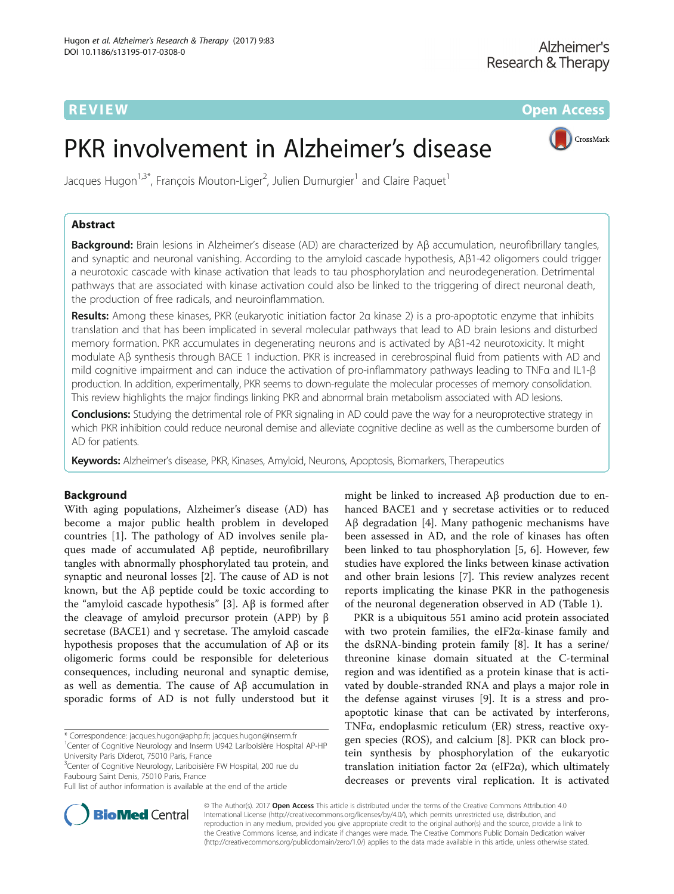REVIEW Open Access

# PKR involvement in Alzheimer's disease

Jacques Hugon[1,3*], François Mouton-Liger[2], Julien Dumurgier[1] and Claire Paquet[1]

## Abstract

**Background:** Brain lesions in Alzheimer's disease (AD) are characterized by Aβ accumulation, neurofibrillary tangles, and synaptic and neuronal vanishing. According to the amyloid cascade hypothesis, Aβ1-42 oligomers could trigger a neurotoxic cascade with kinase activation that leads to tau phosphorylation and neurodegeneration. Detrimental pathways that are associated with kinase activation could also be linked to the triggering of direct neuronal death, the production of free radicals, and neuroinflammation.

**Results:** Among these kinases, PKR (eukaryotic initiation factor 2α kinase 2) is a pro-apoptotic enzyme that inhibits translation and that has been implicated in several molecular pathways that lead to AD brain lesions and disturbed memory formation. PKR accumulates in degenerating neurons and is activated by Aβ1-42 neurotoxicity. It might modulate Aβ synthesis through BACE 1 induction. PKR is increased in cerebrospinal fluid from patients with AD and mild cognitive impairment and can induce the activation of pro-inflammatory pathways leading to TNFα and IL1-β production. In addition, experimentally, PKR seems to down-regulate the molecular processes of memory consolidation. This review highlights the major findings linking PKR and abnormal brain metabolism associated with AD lesions.

**Conclusions:** Studying the detrimental role of PKR signaling in AD could pave the way for a neuroprotective strategy in which PKR inhibition could reduce neuronal demise and alleviate cognitive decline as well as the cumbersome burden of AD for patients.

**Keywords:** Alzheimer's disease, PKR, Kinases, Amyloid, Neurons, Apoptosis, Biomarkers, Therapeutics

## Background

With aging populations, Alzheimer's disease (AD) has become a major public health problem in developed countries [1]. The pathology of AD involves senile plaques made of accumulated Aβ peptide, neurofibrillary tangles with abnormally phosphorylated tau protein, and synaptic and neuronal losses [2]. The cause of AD is not known, but the Aβ peptide could be toxic according to the "amyloid cascade hypothesis" [3]. Aβ is formed after the cleavage of amyloid precursor protein (APP) by β secretase (BACE1) and γ secretase. The amyloid cascade hypothesis proposes that the accumulation of Aβ or its oligomeric forms could be responsible for deleterious consequences, including neuronal and synaptic demise, as well as dementia. The cause of Aβ accumulation in sporadic forms of AD is not fully understood but it might be linked to increased Aβ production due to enhanced BACE1 and γ secretase activities or to reduced Aβ degradation [4]. Many pathogenic mechanisms have been assessed in AD, and the role of kinases has often been linked to tau phosphorylation [5, 6]. However, few studies have explored the links between kinase activation and other brain lesions [7]. This review analyzes recent reports implicating the kinase PKR in the pathogenesis of the neuronal degeneration observed in AD (Table 1).

PKR is a ubiquitous 551 amino acid protein associated with two protein families, the eIF2α-kinase family and the dsRNA-binding protein family [8]. It has a serine/threonine kinase domain situated at the C-terminal region and was identified as a protein kinase that is activated by double-stranded RNA and plays a major role in the defense against viruses [9]. It is a stress and pro-apoptotic kinase that can be activated by interferons, TNFα, endoplasmic reticulum (ER) stress, reactive oxygen species (ROS), and calcium [8]. PKR can block protein synthesis by phosphorylation of the eukaryotic translation initiation factor 2α (eIF2α), which ultimately decreases or prevents viral replication. It is activated

\* Correspondence: jacques.hugon@aphp.fr; jacques.hugon@inserm.fr
[1]Center of Cognitive Neurology and Inserm U942 Lariboisière Hospital AP-HP University Paris Diderot, 75010 Paris, France
[3]Center of Cognitive Neurology, Lariboisière FW Hospital, 200 rue du Faubourg Saint Denis, 75010 Paris, France
Full list of author information is available at the end of the article

© The Author(s). 2017 **Open Access** This article is distributed under the terms of the Creative Commons Attribution 4.0 International License (http://creativecommons.org/licenses/by/4.0/), which permits unrestricted use, distribution, and reproduction in any medium, provided you give appropriate credit to the original author(s) and the source, provide a link to the Creative Commons license, and indicate if changes were made. The Creative Commons Public Domain Dedication waiver (http://creativecommons.org/publicdomain/zero/1.0/) applies to the data made available in this article, unless otherwise stated.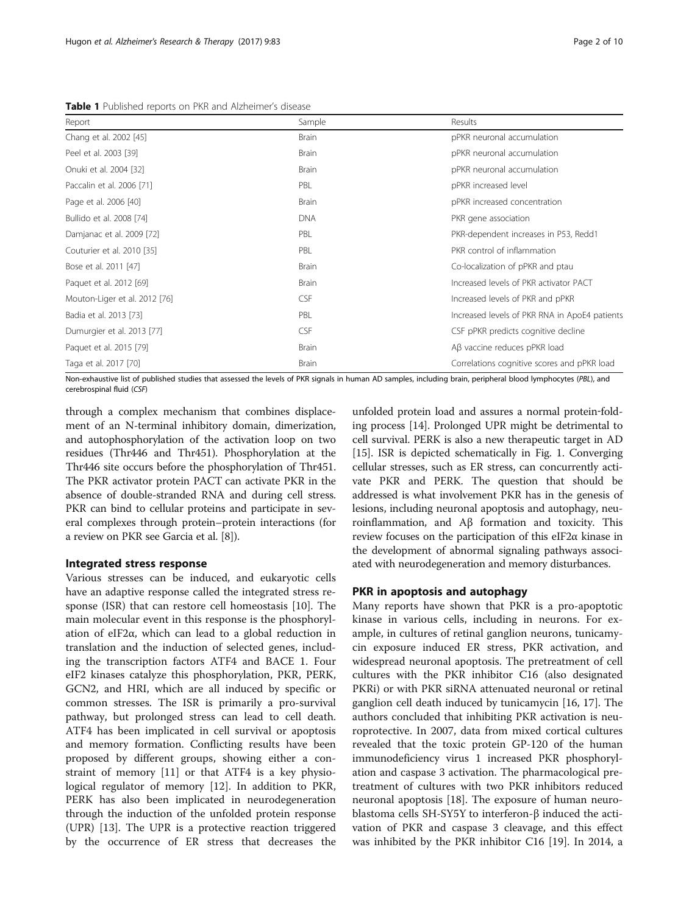**Table 1** Published reports on PKR and Alzheimer's disease

| Report | Sample | Results |
|---|---|---|
| Chang et al. 2002 [45] | Brain | pPKR neuronal accumulation |
| Peel et al. 2003 [39] | Brain | pPKR neuronal accumulation |
| Onuki et al. 2004 [32] | Brain | pPKR neuronal accumulation |
| Paccalin et al. 2006 [71] | PBL | pPKR increased level |
| Page et al. 2006 [40] | Brain | pPKR increased concentration |
| Bullido et al. 2008 [74] | DNA | PKR gene association |
| Damjanac et al. 2009 [72] | PBL | PKR-dependent increases in P53, Redd1 |
| Couturier et al. 2010 [35] | PBL | PKR control of inflammation |
| Bose et al. 2011 [47] | Brain | Co-localization of pPKR and ptau |
| Paquet et al. 2012 [69] | Brain | Increased levels of PKR activator PACT |
| Mouton-Liger et al. 2012 [76] | CSF | Increased levels of PKR and pPKR |
| Badia et al. 2013 [73] | PBL | Increased levels of PKR RNA in ApoE4 patients |
| Dumurgier et al. 2013 [77] | CSF | CSF pPKR predicts cognitive decline |
| Paquet et al. 2015 [79] | Brain | Aβ vaccine reduces pPKR load |
| Taga et al. 2017 [70] | Brain | Correlations cognitive scores and pPKR load |

Non-exhaustive list of published studies that assessed the levels of PKR signals in human AD samples, including brain, peripheral blood lymphocytes (*PBL*), and cerebrospinal fluid (*CSF*)

through a complex mechanism that combines displacement of an N-terminal inhibitory domain, dimerization, and autophosphorylation of the activation loop on two residues (Thr446 and Thr451). Phosphorylation at the Thr446 site occurs before the phosphorylation of Thr451. The PKR activator protein PACT can activate PKR in the absence of double-stranded RNA and during cell stress. PKR can bind to cellular proteins and participate in several complexes through protein–protein interactions (for a review on PKR see Garcia et al. [8]).

## Integrated stress response

Various stresses can be induced, and eukaryotic cells have an adaptive response called the integrated stress response (ISR) that can restore cell homeostasis [10]. The main molecular event in this response is the phosphorylation of eIF2α, which can lead to a global reduction in translation and the induction of selected genes, including the transcription factors ATF4 and BACE 1. Four eIF2 kinases catalyze this phosphorylation, PKR, PERK, GCN2, and HRI, which are all induced by specific or common stresses. The ISR is primarily a pro-survival pathway, but prolonged stress can lead to cell death. ATF4 has been implicated in cell survival or apoptosis and memory formation. Conflicting results have been proposed by different groups, showing either a constraint of memory [11] or that ATF4 is a key physiological regulator of memory [12]. In addition to PKR, PERK has also been implicated in neurodegeneration through the induction of the unfolded protein response (UPR) [13]. The UPR is a protective reaction triggered by the occurrence of ER stress that decreases the unfolded protein load and assures a normal protein-folding process [14]. Prolonged UPR might be detrimental to cell survival. PERK is also a new therapeutic target in AD [15]. ISR is depicted schematically in Fig. 1. Converging cellular stresses, such as ER stress, can concurrently activate PKR and PERK. The question that should be addressed is what involvement PKR has in the genesis of lesions, including neuronal apoptosis and autophagy, neuroinflammation, and Aβ formation and toxicity. This review focuses on the participation of this eIF2α kinase in the development of abnormal signaling pathways associated with neurodegeneration and memory disturbances.

## PKR in apoptosis and autophagy

Many reports have shown that PKR is a pro-apoptotic kinase in various cells, including in neurons. For example, in cultures of retinal ganglion neurons, tunicamycin exposure induced ER stress, PKR activation, and widespread neuronal apoptosis. The pretreatment of cell cultures with the PKR inhibitor C16 (also designated PKRi) or with PKR siRNA attenuated neuronal or retinal ganglion cell death induced by tunicamycin [16, 17]. The authors concluded that inhibiting PKR activation is neuroprotective. In 2007, data from mixed cortical cultures revealed that the toxic protein GP-120 of the human immunodeficiency virus 1 increased PKR phosphorylation and caspase 3 activation. The pharmacological pretreatment of cultures with two PKR inhibitors reduced neuronal apoptosis [18]. The exposure of human neuroblastoma cells SH-SY5Y to interferon-β induced the activation of PKR and caspase 3 cleavage, and this effect was inhibited by the PKR inhibitor C16 [19]. In 2014, a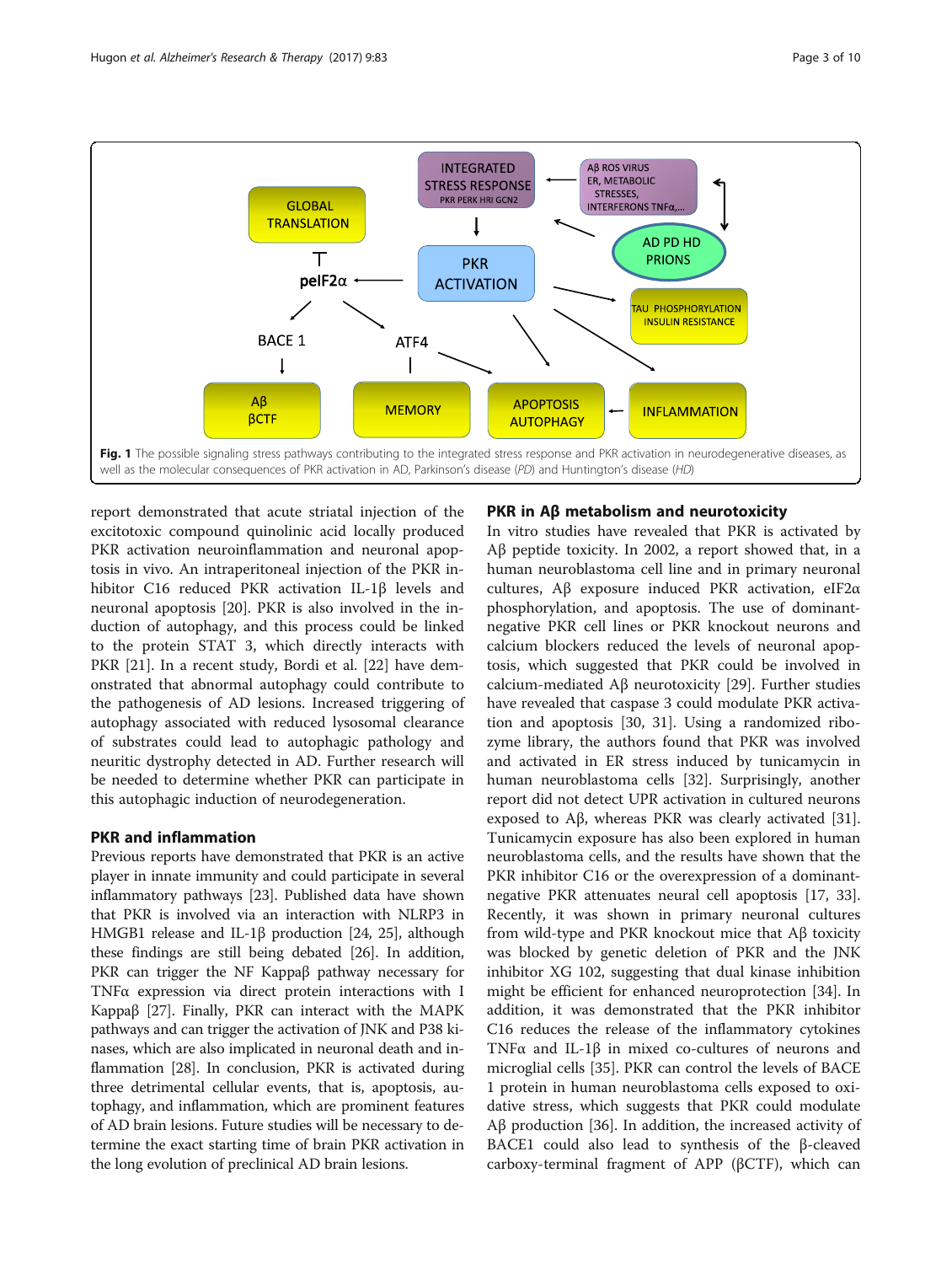Fig. 1 The possible signaling stress pathways contributing to the integrated stress response and PKR activation in neurodegenerative diseases, as well as the molecular consequences of PKR activation in AD, Parkinson's disease (*PD*) and Huntington's disease (*HD*)

report demonstrated that acute striatal injection of the excitotoxic compound quinolinic acid locally produced PKR activation neuroinflammation and neuronal apoptosis in vivo. An intraperitoneal injection of the PKR inhibitor C16 reduced PKR activation IL-1β levels and neuronal apoptosis [20]. PKR is also involved in the induction of autophagy, and this process could be linked to the protein STAT 3, which directly interacts with PKR [21]. In a recent study, Bordi et al. [22] have demonstrated that abnormal autophagy could contribute to the pathogenesis of AD lesions. Increased triggering of autophagy associated with reduced lysosomal clearance of substrates could lead to autophagic pathology and neuritic dystrophy detected in AD. Further research will be needed to determine whether PKR can participate in this autophagic induction of neurodegeneration.

## PKR and inflammation

Previous reports have demonstrated that PKR is an active player in innate immunity and could participate in several inflammatory pathways [23]. Published data have shown that PKR is involved via an interaction with NLRP3 in HMGB1 release and IL-1β production [24, 25], although these findings are still being debated [26]. In addition, PKR can trigger the NF Kappaβ pathway necessary for TNFα expression via direct protein interactions with I Kappaβ [27]. Finally, PKR can interact with the MAPK pathways and can trigger the activation of JNK and P38 kinases, which are also implicated in neuronal death and inflammation [28]. In conclusion, PKR is activated during three detrimental cellular events, that is, apoptosis, autophagy, and inflammation, which are prominent features of AD brain lesions. Future studies will be necessary to determine the exact starting time of brain PKR activation in the long evolution of preclinical AD brain lesions.

## PKR in Aβ metabolism and neurotoxicity

In vitro studies have revealed that PKR is activated by Aβ peptide toxicity. In 2002, a report showed that, in a human neuroblastoma cell line and in primary neuronal cultures, Aβ exposure induced PKR activation, eIF2α phosphorylation, and apoptosis. The use of dominant-negative PKR cell lines or PKR knockout neurons and calcium blockers reduced the levels of neuronal apoptosis, which suggested that PKR could be involved in calcium-mediated Aβ neurotoxicity [29]. Further studies have revealed that caspase 3 could modulate PKR activation and apoptosis [30, 31]. Using a randomized ribozyme library, the authors found that PKR was involved and activated in ER stress induced by tunicamycin in human neuroblastoma cells [32]. Surprisingly, another report did not detect UPR activation in cultured neurons exposed to Aβ, whereas PKR was clearly activated [31]. Tunicamycin exposure has also been explored in human neuroblastoma cells, and the results have shown that the PKR inhibitor C16 or the overexpression of a dominant-negative PKR attenuates neural cell apoptosis [17, 33]. Recently, it was shown in primary neuronal cultures from wild-type and PKR knockout mice that Aβ toxicity was blocked by genetic deletion of PKR and the JNK inhibitor XG 102, suggesting that dual kinase inhibition might be efficient for enhanced neuroprotection [34]. In addition, it was demonstrated that the PKR inhibitor C16 reduces the release of the inflammatory cytokines TNFα and IL-1β in mixed co-cultures of neurons and microglial cells [35]. PKR can control the levels of BACE 1 protein in human neuroblastoma cells exposed to oxidative stress, which suggests that PKR could modulate Aβ production [36]. In addition, the increased activity of BACE1 could also lead to synthesis of the β-cleaved carboxy-terminal fragment of APP (βCTF), which can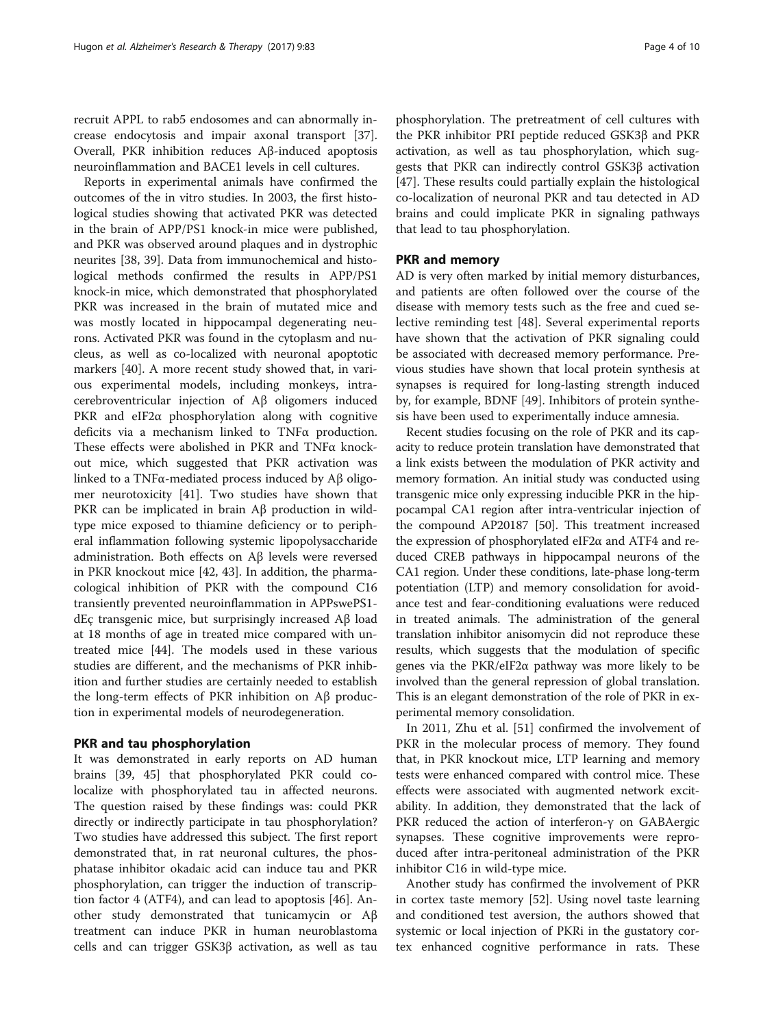recruit APPL to rab5 endosomes and can abnormally increase endocytosis and impair axonal transport [37]. Overall, PKR inhibition reduces Aβ-induced apoptosis neuroinflammation and BACE1 levels in cell cultures.

Reports in experimental animals have confirmed the outcomes of the in vitro studies. In 2003, the first histological studies showing that activated PKR was detected in the brain of APP/PS1 knock-in mice were published, and PKR was observed around plaques and in dystrophic neurites [38, 39]. Data from immunochemical and histological methods confirmed the results in APP/PS1 knock-in mice, which demonstrated that phosphorylated PKR was increased in the brain of mutated mice and was mostly located in hippocampal degenerating neurons. Activated PKR was found in the cytoplasm and nucleus, as well as co-localized with neuronal apoptotic markers [40]. A more recent study showed that, in various experimental models, including monkeys, intracerebroventricular injection of Aβ oligomers induced PKR and eIF2α phosphorylation along with cognitive deficits via a mechanism linked to TNFα production. These effects were abolished in PKR and TNFα knockout mice, which suggested that PKR activation was linked to a TNFα-mediated process induced by Aβ oligomer neurotoxicity [41]. Two studies have shown that PKR can be implicated in brain Aβ production in wild-type mice exposed to thiamine deficiency or to peripheral inflammation following systemic lipopolysaccharide administration. Both effects on Aβ levels were reversed in PKR knockout mice [42, 43]. In addition, the pharmacological inhibition of PKR with the compound C16 transiently prevented neuroinflammation in APPswePS1-dEç transgenic mice, but surprisingly increased Aβ load at 18 months of age in treated mice compared with untreated mice [44]. The models used in these various studies are different, and the mechanisms of PKR inhibition and further studies are certainly needed to establish the long-term effects of PKR inhibition on Aβ production in experimental models of neurodegeneration.

## PKR and tau phosphorylation

It was demonstrated in early reports on AD human brains [39, 45] that phosphorylated PKR could co-localize with phosphorylated tau in affected neurons. The question raised by these findings was: could PKR directly or indirectly participate in tau phosphorylation? Two studies have addressed this subject. The first report demonstrated that, in rat neuronal cultures, the phosphatase inhibitor okadaic acid can induce tau and PKR phosphorylation, can trigger the induction of transcription factor 4 (ATF4), and can lead to apoptosis [46]. Another study demonstrated that tunicamycin or Aβ treatment can induce PKR in human neuroblastoma cells and can trigger GSK3β activation, as well as tau phosphorylation. The pretreatment of cell cultures with the PKR inhibitor PRI peptide reduced GSK3β and PKR activation, as well as tau phosphorylation, which suggests that PKR can indirectly control GSK3β activation [47]. These results could partially explain the histological co-localization of neuronal PKR and tau detected in AD brains and could implicate PKR in signaling pathways that lead to tau phosphorylation.

## PKR and memory

AD is very often marked by initial memory disturbances, and patients are often followed over the course of the disease with memory tests such as the free and cued selective reminding test [48]. Several experimental reports have shown that the activation of PKR signaling could be associated with decreased memory performance. Previous studies have shown that local protein synthesis at synapses is required for long-lasting strength induced by, for example, BDNF [49]. Inhibitors of protein synthesis have been used to experimentally induce amnesia.

Recent studies focusing on the role of PKR and its capacity to reduce protein translation have demonstrated that a link exists between the modulation of PKR activity and memory formation. An initial study was conducted using transgenic mice only expressing inducible PKR in the hippocampal CA1 region after intra-ventricular injection of the compound AP20187 [50]. This treatment increased the expression of phosphorylated eIF2α and ATF4 and reduced CREB pathways in hippocampal neurons of the CA1 region. Under these conditions, late-phase long-term potentiation (LTP) and memory consolidation for avoidance test and fear-conditioning evaluations were reduced in treated animals. The administration of the general translation inhibitor anisomycin did not reproduce these results, which suggests that the modulation of specific genes via the PKR/eIF2α pathway was more likely to be involved than the general repression of global translation. This is an elegant demonstration of the role of PKR in experimental memory consolidation.

In 2011, Zhu et al. [51] confirmed the involvement of PKR in the molecular process of memory. They found that, in PKR knockout mice, LTP learning and memory tests were enhanced compared with control mice. These effects were associated with augmented network excitability. In addition, they demonstrated that the lack of PKR reduced the action of interferon-γ on GABAergic synapses. These cognitive improvements were reproduced after intra-peritoneal administration of the PKR inhibitor C16 in wild-type mice.

Another study has confirmed the involvement of PKR in cortex taste memory [52]. Using novel taste learning and conditioned test aversion, the authors showed that systemic or local injection of PKRi in the gustatory cortex enhanced cognitive performance in rats. These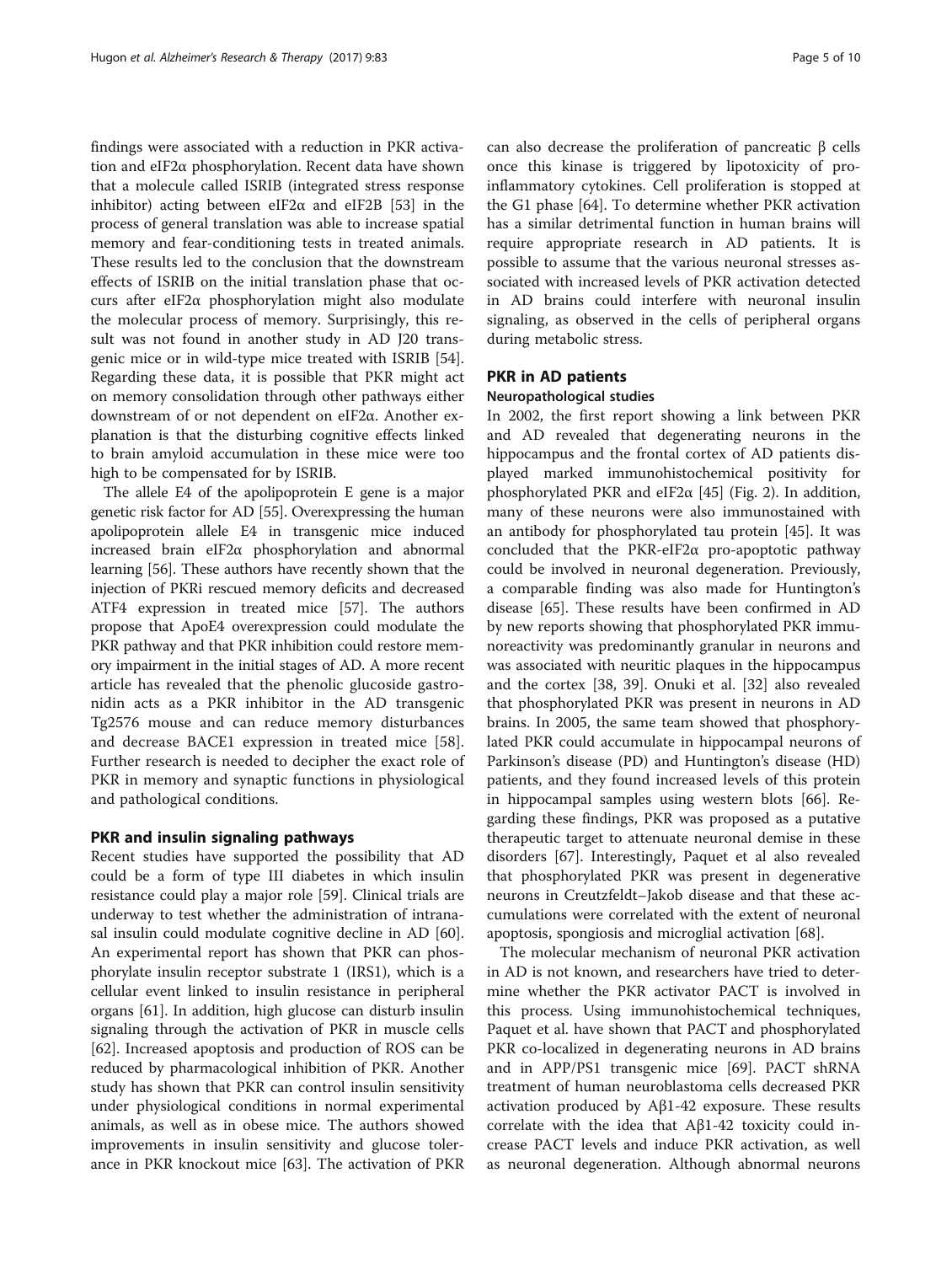findings were associated with a reduction in PKR activation and eIF2α phosphorylation. Recent data have shown that a molecule called ISRIB (integrated stress response inhibitor) acting between eIF2α and eIF2B [53] in the process of general translation was able to increase spatial memory and fear-conditioning tests in treated animals. These results led to the conclusion that the downstream effects of ISRIB on the initial translation phase that occurs after eIF2α phosphorylation might also modulate the molecular process of memory. Surprisingly, this result was not found in another study in AD J20 transgenic mice or in wild-type mice treated with ISRIB [54]. Regarding these data, it is possible that PKR might act on memory consolidation through other pathways either downstream of or not dependent on eIF2α. Another explanation is that the disturbing cognitive effects linked to brain amyloid accumulation in these mice were too high to be compensated for by ISRIB.

The allele E4 of the apolipoprotein E gene is a major genetic risk factor for AD [55]. Overexpressing the human apolipoprotein allele E4 in transgenic mice induced increased brain eIF2α phosphorylation and abnormal learning [56]. These authors have recently shown that the injection of PKRi rescued memory deficits and decreased ATF4 expression in treated mice [57]. The authors propose that ApoE4 overexpression could modulate the PKR pathway and that PKR inhibition could restore memory impairment in the initial stages of AD. A more recent article has revealed that the phenolic glucoside gastronidin acts as a PKR inhibitor in the AD transgenic Tg2576 mouse and can reduce memory disturbances and decrease BACE1 expression in treated mice [58]. Further research is needed to decipher the exact role of PKR in memory and synaptic functions in physiological and pathological conditions.

## PKR and insulin signaling pathways

Recent studies have supported the possibility that AD could be a form of type III diabetes in which insulin resistance could play a major role [59]. Clinical trials are underway to test whether the administration of intranasal insulin could modulate cognitive decline in AD [60]. An experimental report has shown that PKR can phosphorylate insulin receptor substrate 1 (IRS1), which is a cellular event linked to insulin resistance in peripheral organs [61]. In addition, high glucose can disturb insulin signaling through the activation of PKR in muscle cells [62]. Increased apoptosis and production of ROS can be reduced by pharmacological inhibition of PKR. Another study has shown that PKR can control insulin sensitivity under physiological conditions in normal experimental animals, as well as in obese mice. The authors showed improvements in insulin sensitivity and glucose tolerance in PKR knockout mice [63]. The activation of PKR can also decrease the proliferation of pancreatic β cells once this kinase is triggered by lipotoxicity of pro-inflammatory cytokines. Cell proliferation is stopped at the G1 phase [64]. To determine whether PKR activation has a similar detrimental function in human brains will require appropriate research in AD patients. It is possible to assume that the various neuronal stresses associated with increased levels of PKR activation detected in AD brains could interfere with neuronal insulin signaling, as observed in the cells of peripheral organs during metabolic stress.

## PKR in AD patients

### Neuropathological studies

In 2002, the first report showing a link between PKR and AD revealed that degenerating neurons in the hippocampus and the frontal cortex of AD patients displayed marked immunohistochemical positivity for phosphorylated PKR and eIF2α [45] (Fig. 2). In addition, many of these neurons were also immunostained with an antibody for phosphorylated tau protein [45]. It was concluded that the PKR-eIF2α pro-apoptotic pathway could be involved in neuronal degeneration. Previously, a comparable finding was also made for Huntington's disease [65]. These results have been confirmed in AD by new reports showing that phosphorylated PKR immunoreactivity was predominantly granular in neurons and was associated with neuritic plaques in the hippocampus and the cortex [38, 39]. Onuki et al. [32] also revealed that phosphorylated PKR was present in neurons in AD brains. In 2005, the same team showed that phosphorylated PKR could accumulate in hippocampal neurons of Parkinson's disease (PD) and Huntington's disease (HD) patients, and they found increased levels of this protein in hippocampal samples using western blots [66]. Regarding these findings, PKR was proposed as a putative therapeutic target to attenuate neuronal demise in these disorders [67]. Interestingly, Paquet et al also revealed that phosphorylated PKR was present in degenerative neurons in Creutzfeldt–Jakob disease and that these accumulations were correlated with the extent of neuronal apoptosis, spongiosis and microglial activation [68].

The molecular mechanism of neuronal PKR activation in AD is not known, and researchers have tried to determine whether the PKR activator PACT is involved in this process. Using immunohistochemical techniques, Paquet et al. have shown that PACT and phosphorylated PKR co-localized in degenerating neurons in AD brains and in APP/PS1 transgenic mice [69]. PACT shRNA treatment of human neuroblastoma cells decreased PKR activation produced by Aβ1-42 exposure. These results correlate with the idea that Aβ1-42 toxicity could increase PACT levels and induce PKR activation, as well as neuronal degeneration. Although abnormal neurons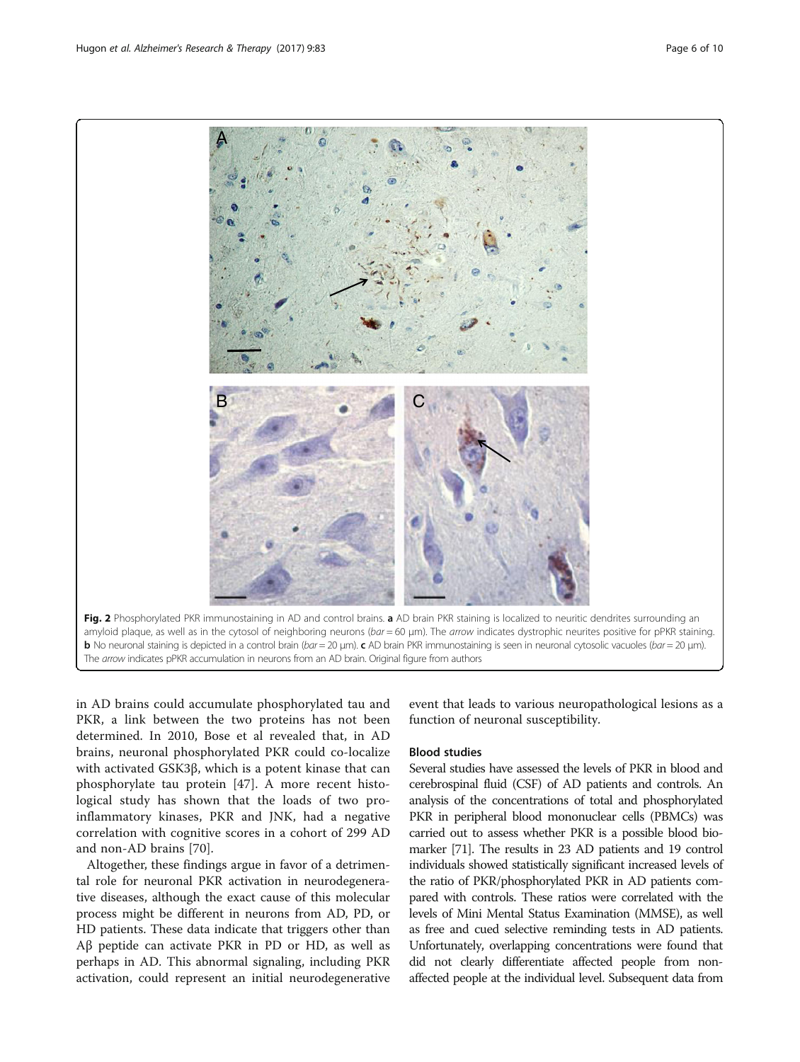Fig. 2 Phosphorylated PKR immunostaining in AD and control brains. **a** AD brain PKR staining is localized to neuritic dendrites surrounding an amyloid plaque, as well as in the cytosol of neighboring neurons (*bar* = 60 μm). The *arrow* indicates dystrophic neurites positive for pPKR staining. **b** No neuronal staining is depicted in a control brain (*bar* = 20 μm). **c** AD brain PKR immunostaining is seen in neuronal cytosolic vacuoles (*bar* = 20 μm). The *arrow* indicates pPKR accumulation in neurons from an AD brain. Original figure from authors

in AD brains could accumulate phosphorylated tau and PKR, a link between the two proteins has not been determined. In 2010, Bose et al revealed that, in AD brains, neuronal phosphorylated PKR could co-localize with activated GSK3β, which is a potent kinase that can phosphorylate tau protein [47]. A more recent histological study has shown that the loads of two pro-inflammatory kinases, PKR and JNK, had a negative correlation with cognitive scores in a cohort of 299 AD and non-AD brains [70].

Altogether, these findings argue in favor of a detrimental role for neuronal PKR activation in neurodegenerative diseases, although the exact cause of this molecular process might be different in neurons from AD, PD, or HD patients. These data indicate that triggers other than Aβ peptide can activate PKR in PD or HD, as well as perhaps in AD. This abnormal signaling, including PKR activation, could represent an initial neurodegenerative event that leads to various neuropathological lesions as a function of neuronal susceptibility.

### Blood studies

Several studies have assessed the levels of PKR in blood and cerebrospinal fluid (CSF) of AD patients and controls. An analysis of the concentrations of total and phosphorylated PKR in peripheral blood mononuclear cells (PBMCs) was carried out to assess whether PKR is a possible blood biomarker [71]. The results in 23 AD patients and 19 control individuals showed statistically significant increased levels of the ratio of PKR/phosphorylated PKR in AD patients compared with controls. These ratios were correlated with the levels of Mini Mental Status Examination (MMSE), as well as free and cued selective reminding tests in AD patients. Unfortunately, overlapping concentrations were found that did not clearly differentiate affected people from non-affected people at the individual level. Subsequent data from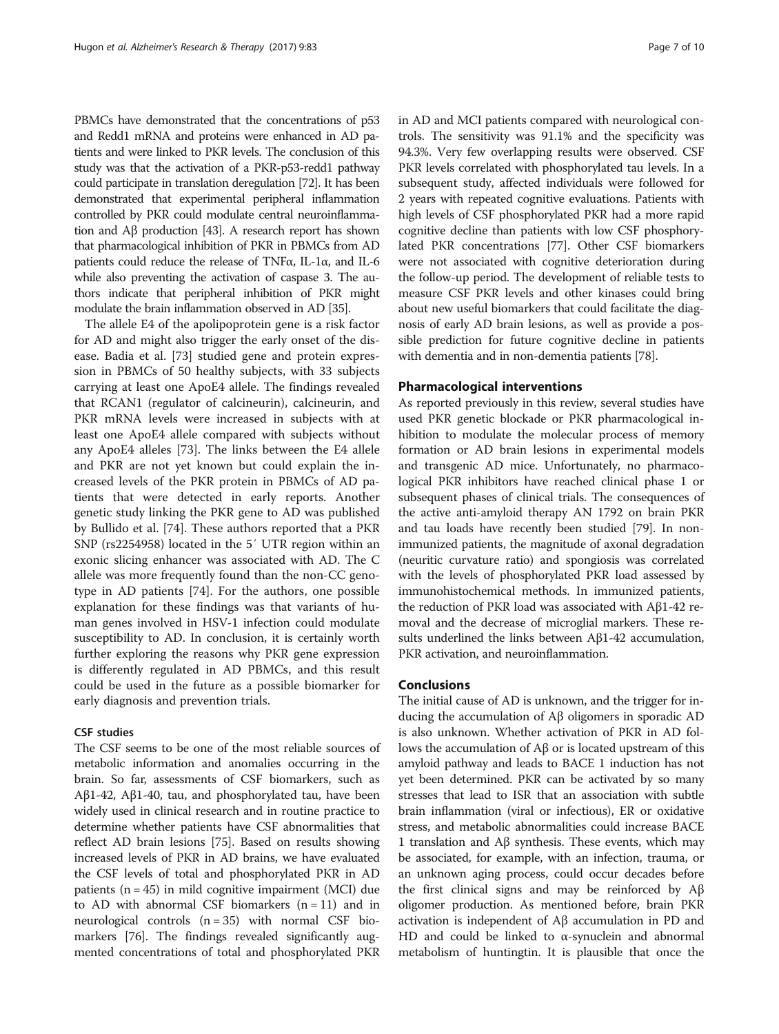PBMCs have demonstrated that the concentrations of p53 and Redd1 mRNA and proteins were enhanced in AD patients and were linked to PKR levels. The conclusion of this study was that the activation of a PKR-p53-redd1 pathway could participate in translation deregulation [72]. It has been demonstrated that experimental peripheral inflammation controlled by PKR could modulate central neuroinflammation and Aβ production [43]. A research report has shown that pharmacological inhibition of PKR in PBMCs from AD patients could reduce the release of TNFα, IL-1α, and IL-6 while also preventing the activation of caspase 3. The authors indicate that peripheral inhibition of PKR might modulate the brain inflammation observed in AD [35].

The allele E4 of the apolipoprotein gene is a risk factor for AD and might also trigger the early onset of the disease. Badia et al. [73] studied gene and protein expression in PBMCs of 50 healthy subjects, with 33 subjects carrying at least one ApoE4 allele. The findings revealed that RCAN1 (regulator of calcineurin), calcineurin, and PKR mRNA levels were increased in subjects with at least one ApoE4 allele compared with subjects without any ApoE4 alleles [73]. The links between the E4 allele and PKR are not yet known but could explain the increased levels of the PKR protein in PBMCs of AD patients that were detected in early reports. Another genetic study linking the PKR gene to AD was published by Bullido et al. [74]. These authors reported that a PKR SNP (rs2254958) located in the 5′ UTR region within an exonic slicing enhancer was associated with AD. The C allele was more frequently found than the non-CC genotype in AD patients [74]. For the authors, one possible explanation for these findings was that variants of human genes involved in HSV-1 infection could modulate susceptibility to AD. In conclusion, it is certainly worth further exploring the reasons why PKR gene expression is differently regulated in AD PBMCs, and this result could be used in the future as a possible biomarker for early diagnosis and prevention trials.

### CSF studies

The CSF seems to be one of the most reliable sources of metabolic information and anomalies occurring in the brain. So far, assessments of CSF biomarkers, such as Aβ1-42, Aβ1-40, tau, and phosphorylated tau, have been widely used in clinical research and in routine practice to determine whether patients have CSF abnormalities that reflect AD brain lesions [75]. Based on results showing increased levels of PKR in AD brains, we have evaluated the CSF levels of total and phosphorylated PKR in AD patients (n = 45) in mild cognitive impairment (MCI) due to AD with abnormal CSF biomarkers (n = 11) and in neurological controls (n = 35) with normal CSF biomarkers [76]. The findings revealed significantly augmented concentrations of total and phosphorylated PKR in AD and MCI patients compared with neurological controls. The sensitivity was 91.1% and the specificity was 94.3%. Very few overlapping results were observed. CSF PKR levels correlated with phosphorylated tau levels. In a subsequent study, affected individuals were followed for 2 years with repeated cognitive evaluations. Patients with high levels of CSF phosphorylated PKR had a more rapid cognitive decline than patients with low CSF phosphorylated PKR concentrations [77]. Other CSF biomarkers were not associated with cognitive deterioration during the follow-up period. The development of reliable tests to measure CSF PKR levels and other kinases could bring about new useful biomarkers that could facilitate the diagnosis of early AD brain lesions, as well as provide a possible prediction for future cognitive decline in patients with dementia and in non-dementia patients [78].

## Pharmacological interventions

As reported previously in this review, several studies have used PKR genetic blockade or PKR pharmacological inhibition to modulate the molecular process of memory formation or AD brain lesions in experimental models and transgenic AD mice. Unfortunately, no pharmacological PKR inhibitors have reached clinical phase 1 or subsequent phases of clinical trials. The consequences of the active anti-amyloid therapy AN 1792 on brain PKR and tau loads have recently been studied [79]. In non-immunized patients, the magnitude of axonal degradation (neuritic curvature ratio) and spongiosis was correlated with the levels of phosphorylated PKR load assessed by immunohistochemical methods. In immunized patients, the reduction of PKR load was associated with Aβ1-42 removal and the decrease of microglial markers. These results underlined the links between Aβ1-42 accumulation, PKR activation, and neuroinflammation.

## Conclusions

The initial cause of AD is unknown, and the trigger for inducing the accumulation of Aβ oligomers in sporadic AD is also unknown. Whether activation of PKR in AD follows the accumulation of Aβ or is located upstream of this amyloid pathway and leads to BACE 1 induction has not yet been determined. PKR can be activated by so many stresses that lead to ISR that an association with subtle brain inflammation (viral or infectious), ER or oxidative stress, and metabolic abnormalities could increase BACE 1 translation and Aβ synthesis. These events, which may be associated, for example, with an infection, trauma, or an unknown aging process, could occur decades before the first clinical signs and may be reinforced by Aβ oligomer production. As mentioned before, brain PKR activation is independent of Aβ accumulation in PD and HD and could be linked to α-synuclein and abnormal metabolism of huntingtin. It is plausible that once the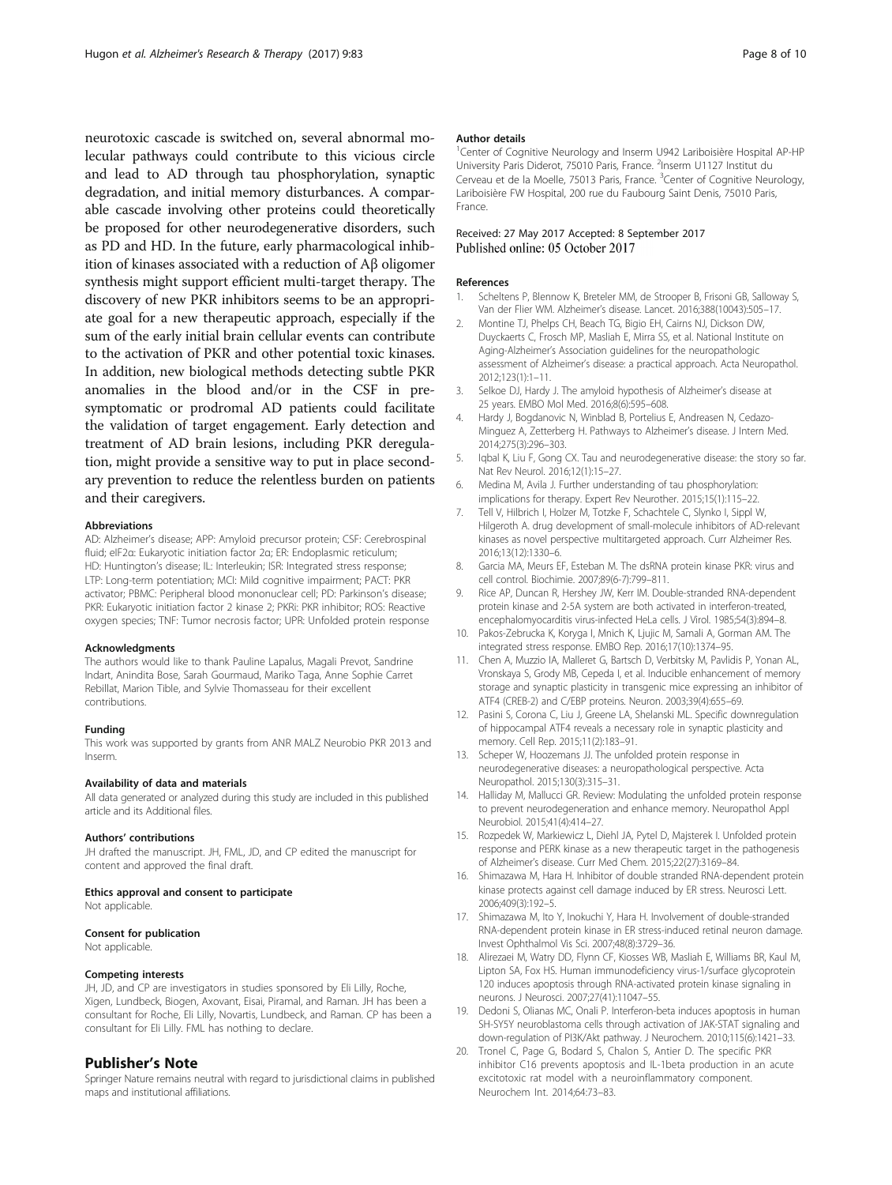neurotoxic cascade is switched on, several abnormal molecular pathways could contribute to this vicious circle and lead to AD through tau phosphorylation, synaptic degradation, and initial memory disturbances. A comparable cascade involving other proteins could theoretically be proposed for other neurodegenerative disorders, such as PD and HD. In the future, early pharmacological inhibition of kinases associated with a reduction of Aβ oligomer synthesis might support efficient multi-target therapy. The discovery of new PKR inhibitors seems to be an appropriate goal for a new therapeutic approach, especially if the sum of the early initial brain cellular events can contribute to the activation of PKR and other potential toxic kinases. In addition, new biological methods detecting subtle PKR anomalies in the blood and/or in the CSF in presymptomatic or prodromal AD patients could facilitate the validation of target engagement. Early detection and treatment of AD brain lesions, including PKR deregulation, might provide a sensitive way to put in place secondary prevention to reduce the relentless burden on patients and their caregivers.

#### Abbreviations

AD: Alzheimer's disease; APP: Amyloid precursor protein; CSF: Cerebrospinal fluid; eIF2α: Eukaryotic initiation factor 2α; ER: Endoplasmic reticulum; HD: Huntington's disease; IL: Interleukin; ISR: Integrated stress response; LTP: Long-term potentiation; MCI: Mild cognitive impairment; PACT: PKR activator; PBMC: Peripheral blood mononuclear cell; PD: Parkinson's disease; PKR: Eukaryotic initiation factor 2 kinase 2; PKRi: PKR inhibitor; ROS: Reactive oxygen species; TNF: Tumor necrosis factor; UPR: Unfolded protein response

#### Acknowledgments

The authors would like to thank Pauline Lapalus, Magali Prevot, Sandrine Indart, Anindita Bose, Sarah Gourmaud, Mariko Taga, Anne Sophie Carret Rebillat, Marion Tible, and Sylvie Thomasseau for their excellent contributions.

#### Funding

This work was supported by grants from ANR MALZ Neurobio PKR 2013 and Inserm.

#### Availability of data and materials

All data generated or analyzed during this study are included in this published article and its Additional files.

#### Authors' contributions

JH drafted the manuscript. JH, FML, JD, and CP edited the manuscript for content and approved the final draft.

#### Ethics approval and consent to participate

Not applicable.

#### Consent for publication

Not applicable.

#### Competing interests

JH, JD, and CP are investigators in studies sponsored by Eli Lilly, Roche, Xigen, Lundbeck, Biogen, Axovant, Eisai, Piramal, and Raman. JH has been a consultant for Roche, Eli Lilly, Novartis, Lundbeck, and Raman. CP has been a consultant for Eli Lilly. FML has nothing to declare.

## Publisher's Note

Springer Nature remains neutral with regard to jurisdictional claims in published maps and institutional affiliations.

#### Author details

[1]Center of Cognitive Neurology and Inserm U942 Lariboisière Hospital AP-HP University Paris Diderot, 75010 Paris, France. [2]Inserm U1127 Institut du Cerveau et de la Moelle, 75013 Paris, France. [3]Center of Cognitive Neurology, Lariboisière FW Hospital, 200 rue du Faubourg Saint Denis, 75010 Paris, France.

Received: 27 May 2017 Accepted: 8 September 2017
Published online: 05 October 2017

#### References

1. Scheltens P, Blennow K, Breteler MM, de Strooper B, Frisoni GB, Salloway S, Van der Flier WM. Alzheimer's disease. Lancet. 2016;388(10043):505–17.
2. Montine TJ, Phelps CH, Beach TG, Bigio EH, Cairns NJ, Dickson DW, Duyckaerts C, Frosch MP, Masliah E, Mirra SS, et al. National Institute on Aging-Alzheimer's Association guidelines for the neuropathologic assessment of Alzheimer's disease: a practical approach. Acta Neuropathol. 2012;123(1):1–11.
3. Selkoe DJ, Hardy J. The amyloid hypothesis of Alzheimer's disease at 25 years. EMBO Mol Med. 2016;8(6):595–608.
4. Hardy J, Bogdanovic N, Winblad B, Portelius E, Andreasen N, Cedazo-Minguez A, Zetterberg H. Pathways to Alzheimer's disease. J Intern Med. 2014;275(3):296–303.
5. Iqbal K, Liu F, Gong CX. Tau and neurodegenerative disease: the story so far. Nat Rev Neurol. 2016;12(1):15–27.
6. Medina M, Avila J. Further understanding of tau phosphorylation: implications for therapy. Expert Rev Neurother. 2015;15(1):115–22.
7. Tell V, Hilbrich I, Holzer M, Totzke F, Schachtele C, Slynko I, Sippl W, Hilgeroth A. drug development of small-molecule inhibitors of AD-relevant kinases as novel perspective multitargeted approach. Curr Alzheimer Res. 2016;13(12):1330–6.
8. Garcia MA, Meurs EF, Esteban M. The dsRNA protein kinase PKR: virus and cell control. Biochimie. 2007;89(6-7):799–811.
9. Rice AP, Duncan R, Hershey JW, Kerr IM. Double-stranded RNA-dependent protein kinase and 2-5A system are both activated in interferon-treated, encephalomyocarditis virus-infected HeLa cells. J Virol. 1985;54(3):894–8.
10. Pakos-Zebrucka K, Koryga I, Mnich K, Ljujic M, Samali A, Gorman AM. The integrated stress response. EMBO Rep. 2016;17(10):1374–95.
11. Chen A, Muzzio IA, Malleret G, Bartsch D, Verbitsky M, Pavlidis P, Yonan AL, Vronskaya S, Grody MB, Cepeda I, et al. Inducible enhancement of memory storage and synaptic plasticity in transgenic mice expressing an inhibitor of ATF4 (CREB-2) and C/EBP proteins. Neuron. 2003;39(4):655–69.
12. Pasini S, Corona C, Liu J, Greene LA, Shelanski ML. Specific downregulation of hippocampal ATF4 reveals a necessary role in synaptic plasticity and memory. Cell Rep. 2015;11(2):183–91.
13. Scheper W, Hoozemans JJ. The unfolded protein response in neurodegenerative diseases: a neuropathological perspective. Acta Neuropathol. 2015;130(3):315–31.
14. Halliday M, Mallucci GR. Review: Modulating the unfolded protein response to prevent neurodegeneration and enhance memory. Neuropathol Appl Neurobiol. 2015;41(4):414–27.
15. Rozpedek W, Markiewicz L, Diehl JA, Pytel D, Majsterek I. Unfolded protein response and PERK kinase as a new therapeutic target in the pathogenesis of Alzheimer's disease. Curr Med Chem. 2015;22(27):3169–84.
16. Shimazawa M, Hara H. Inhibitor of double stranded RNA-dependent protein kinase protects against cell damage induced by ER stress. Neurosci Lett. 2006;409(3):192–5.
17. Shimazawa M, Ito Y, Inokuchi Y, Hara H. Involvement of double-stranded RNA-dependent protein kinase in ER stress-induced retinal neuron damage. Invest Ophthalmol Vis Sci. 2007;48(8):3729–36.
18. Alirezaei M, Watry DD, Flynn CF, Kiosses WB, Masliah E, Williams BR, Kaul M, Lipton SA, Fox HS. Human immunodeficiency virus-1/surface glycoprotein 120 induces apoptosis through RNA-activated protein kinase signaling in neurons. J Neurosci. 2007;27(41):11047–55.
19. Dedoni S, Olianas MC, Onali P. Interferon-beta induces apoptosis in human SH-SY5Y neuroblastoma cells through activation of JAK-STAT signaling and down-regulation of PI3K/Akt pathway. J Neurochem. 2010;115(6):1421–33.
20. Tronel C, Page G, Bodard S, Chalon S, Antier D. The specific PKR inhibitor C16 prevents apoptosis and IL-1beta production in an acute excitotoxic rat model with a neuroinflammatory component. Neurochem Int. 2014;64:73–83.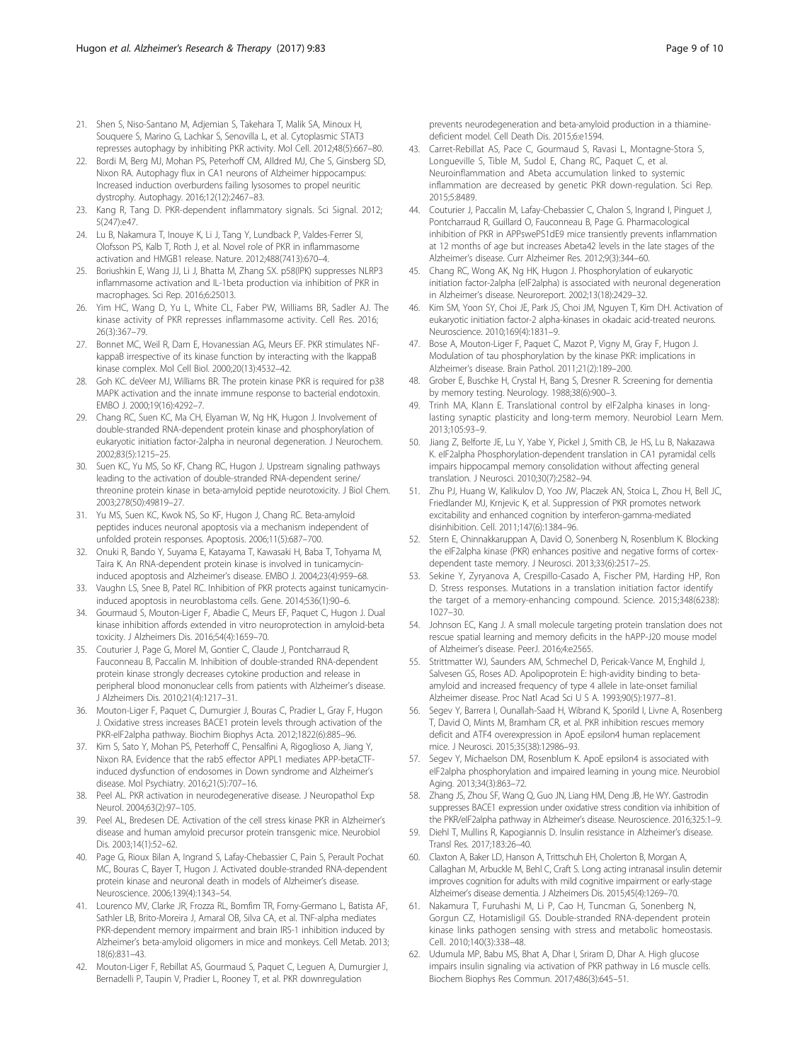21. Shen S, Niso-Santano M, Adjemian S, Takehara T, Malik SA, Minoux H, Souquere S, Marino G, Lachkar S, Senovilla L, et al. Cytoplasmic STAT3 represses autophagy by inhibiting PKR activity. Mol Cell. 2012;48(5):667–80.
22. Bordi M, Berg MJ, Mohan PS, Peterhoff CM, Alldred MJ, Che S, Ginsberg SD, Nixon RA. Autophagy flux in CA1 neurons of Alzheimer hippocampus: Increased induction overburdens failing lysosomes to propel neuritic dystrophy. Autophagy. 2016;12(12):2467–83.
23. Kang R, Tang D. PKR-dependent inflammatory signals. Sci Signal. 2012; 5(247):e47.
24. Lu B, Nakamura T, Inouye K, Li J, Tang Y, Lundback P, Valdes-Ferrer SI, Olofsson PS, Kalb T, Roth J, et al. Novel role of PKR in inflammasome activation and HMGB1 release. Nature. 2012;488(7413):670–4.
25. Boriushkin E, Wang JJ, Li J, Bhatta M, Zhang SX. p58(IPK) suppresses NLRP3 inflammasome activation and IL-1beta production via inhibition of PKR in macrophages. Sci Rep. 2016;6:25013.
26. Yim HC, Wang D, Yu L, White CL, Faber PW, Williams BR, Sadler AJ. The kinase activity of PKR represses inflammasome activity. Cell Res. 2016; 26(3):367–79.
27. Bonnet MC, Weil R, Dam E, Hovanessian AG, Meurs EF. PKR stimulates NF-kappaB irrespective of its kinase function by interacting with the IkappaB kinase complex. Mol Cell Biol. 2000;20(13):4532–42.
28. Goh KC. deVeer MJ, Williams BR. The protein kinase PKR is required for p38 MAPK activation and the innate immune response to bacterial endotoxin. EMBO J. 2000;19(16):4292–7.
29. Chang RC, Suen KC, Ma CH, Elyaman W, Ng HK, Hugon J. Involvement of double-stranded RNA-dependent protein kinase and phosphorylation of eukaryotic initiation factor-2alpha in neuronal degeneration. J Neurochem. 2002;83(5):1215–25.
30. Suen KC, Yu MS, So KF, Chang RC, Hugon J. Upstream signaling pathways leading to the activation of double-stranded RNA-dependent serine/threonine protein kinase in beta-amyloid peptide neurotoxicity. J Biol Chem. 2003;278(50):49819–27.
31. Yu MS, Suen KC, Kwok NS, So KF, Hugon J, Chang RC. Beta-amyloid peptides induces neuronal apoptosis via a mechanism independent of unfolded protein responses. Apoptosis. 2006;11(5):687–700.
32. Onuki R, Bando Y, Suyama E, Katayama T, Kawasaki H, Baba T, Tohyama M, Taira K. An RNA-dependent protein kinase is involved in tunicamycin-induced apoptosis and Alzheimer's disease. EMBO J. 2004;23(4):959–68.
33. Vaughn LS, Snee B, Patel RC. Inhibition of PKR protects against tunicamycin-induced apoptosis in neuroblastoma cells. Gene. 2014;536(1):90–6.
34. Gourmaud S, Mouton-Liger F, Abadie C, Meurs EF, Paquet C, Hugon J. Dual kinase inhibition affords extended in vitro neuroprotection in amyloid-beta toxicity. J Alzheimers Dis. 2016;54(4):1659–70.
35. Couturier J, Page G, Morel M, Gontier C, Claude J, Pontcharraud R, Fauconneau B, Paccalin M. Inhibition of double-stranded RNA-dependent protein kinase strongly decreases cytokine production and release in peripheral blood mononuclear cells from patients with Alzheimer's disease. J Alzheimers Dis. 2010;21(4):1217–31.
36. Mouton-Liger F, Paquet C, Dumurgier J, Bouras C, Pradier L, Gray F, Hugon J. Oxidative stress increases BACE1 protein levels through activation of the PKR-eIF2alpha pathway. Biochim Biophys Acta. 2012;1822(6):885–96.
37. Kim S, Sato Y, Mohan PS, Peterhoff C, Pensalfini A, Rigoglioso A, Jiang Y, Nixon RA. Evidence that the rab5 effector APPL1 mediates APP-betaCTF-induced dysfunction of endosomes in Down syndrome and Alzheimer's disease. Mol Psychiatry. 2016;21(5):707–16.
38. Peel AL. PKR activation in neurodegenerative disease. J Neuropathol Exp Neurol. 2004;63(2):97–105.
39. Peel AL, Bredesen DE. Activation of the cell stress kinase PKR in Alzheimer's disease and human amyloid precursor protein transgenic mice. Neurobiol Dis. 2003;14(1):52–62.
40. Page G, Rioux Bilan A, Ingrand S, Lafay-Chebassier C, Pain S, Perault Pochat MC, Bouras C, Bayer T, Hugon J. Activated double-stranded RNA-dependent protein kinase and neuronal death in models of Alzheimer's disease. Neuroscience. 2006;139(4):1343–54.
41. Lourenco MV, Clarke JR, Frozza RL, Bomfim TR, Forny-Germano L, Batista AF, Sathler LB, Brito-Moreira J, Amaral OB, Silva CA, et al. TNF-alpha mediates PKR-dependent memory impairment and brain IRS-1 inhibition induced by Alzheimer's beta-amyloid oligomers in mice and monkeys. Cell Metab. 2013; 18(6):831–43.
42. Mouton-Liger F, Rebillat AS, Gourmaud S, Paquet C, Leguen A, Dumurgier J, Bernadelli P, Taupin V, Pradier L, Rooney T, et al. PKR downregulation prevents neurodegeneration and beta-amyloid production in a thiamine-deficient model. Cell Death Dis. 2015;6:e1594.
43. Carret-Rebillat AS, Pace C, Gourmaud S, Ravasi L, Montagne-Stora S, Longueville S, Tible M, Sudol E, Chang RC, Paquet C, et al. Neuroinflammation and Abeta accumulation linked to systemic inflammation are decreased by genetic PKR down-regulation. Sci Rep. 2015;5:8489.
44. Couturier J, Paccalin M, Lafay-Chebassier C, Chalon S, Ingrand I, Pinguet J, Pontcharraud R, Guillard O, Fauconneau B, Page G. Pharmacological inhibition of PKR in APPswePS1dE9 mice transiently prevents inflammation at 12 months of age but increases Abeta42 levels in the late stages of the Alzheimer's disease. Curr Alzheimer Res. 2012;9(3):344–60.
45. Chang RC, Wong AK, Ng HK, Hugon J. Phosphorylation of eukaryotic initiation factor-2alpha (eIF2alpha) is associated with neuronal degeneration in Alzheimer's disease. Neuroreport. 2002;13(18):2429–32.
46. Kim SM, Yoon SY, Choi JE, Park JS, Choi JM, Nguyen T, Kim DH. Activation of eukaryotic initiation factor-2 alpha-kinases in okadaic acid-treated neurons. Neuroscience. 2010;169(4):1831–9.
47. Bose A, Mouton-Liger F, Paquet C, Mazot P, Vigny M, Gray F, Hugon J. Modulation of tau phosphorylation by the kinase PKR: implications in Alzheimer's disease. Brain Pathol. 2011;21(2):189–200.
48. Grober E, Buschke H, Crystal H, Bang S, Dresner R. Screening for dementia by memory testing. Neurology. 1988;38(6):900–3.
49. Trinh MA, Klann E. Translational control by eIF2alpha kinases in long-lasting synaptic plasticity and long-term memory. Neurobiol Learn Mem. 2013;105:93–9.
50. Jiang Z, Belforte JE, Lu Y, Yabe Y, Pickel J, Smith CB, Je HS, Lu B, Nakazawa K. eIF2alpha Phosphorylation-dependent translation in CA1 pyramidal cells impairs hippocampal memory consolidation without affecting general translation. J Neurosci. 2010;30(7):2582–94.
51. Zhu PJ, Huang W, Kalikulov D, Yoo JW, Placzek AN, Stoica L, Zhou H, Bell JC, Friedlander MJ, Krnjevic K, et al. Suppression of PKR promotes network excitability and enhanced cognition by interferon-gamma-mediated disinhibition. Cell. 2011;147(6):1384–96.
52. Stern E, Chinnakkaruppan A, David O, Sonenberg N, Rosenblum K. Blocking the eIF2alpha kinase (PKR) enhances positive and negative forms of cortex-dependent taste memory. J Neurosci. 2013;33(6):2517–25.
53. Sekine Y, Zyryanova A, Crespillo-Casado A, Fischer PM, Harding HP, Ron D. Stress responses. Mutations in a translation initiation factor identify the target of a memory-enhancing compound. Science. 2015;348(6238): 1027–30.
54. Johnson EC, Kang J. A small molecule targeting protein translation does not rescue spatial learning and memory deficits in the hAPP-J20 mouse model of Alzheimer's disease. PeerJ. 2016;4:e2565.
55. Strittmatter WJ, Saunders AM, Schmechel D, Pericak-Vance M, Enghild J, Salvesen GS, Roses AD. Apolipoprotein E: high-avidity binding to beta-amyloid and increased frequency of type 4 allele in late-onset familial Alzheimer disease. Proc Natl Acad Sci U S A. 1993;90(5):1977–81.
56. Segev Y, Barrera I, Ounallah-Saad H, Wibrand K, Sporild I, Livne A, Rosenberg T, David O, Mints M, Bramham CR, et al. PKR inhibition rescues memory deficit and ATF4 overexpression in ApoE epsilon4 human replacement mice. J Neurosci. 2015;35(38):12986–93.
57. Segev Y, Michaelson DM, Rosenblum K. ApoE epsilon4 is associated with eIF2alpha phosphorylation and impaired learning in young mice. Neurobiol Aging. 2013;34(3):863–72.
58. Zhang JS, Zhou SF, Wang Q, Guo JN, Liang HM, Deng JB, He WY. Gastrodin suppresses BACE1 expression under oxidative stress condition via inhibition of the PKR/eIF2alpha pathway in Alzheimer's disease. Neuroscience. 2016;325:1–9.
59. Diehl T, Mullins R, Kapogiannis D. Insulin resistance in Alzheimer's disease. Transl Res. 2017;183:26–40.
60. Claxton A, Baker LD, Hanson A, Trittschuh EH, Cholerton B, Morgan A, Callaghan M, Arbuckle M, Behl C, Craft S. Long acting intranasal insulin detemir improves cognition for adults with mild cognitive impairment or early-stage Alzheimer's disease dementia. J Alzheimers Dis. 2015;45(4):1269–70.
61. Nakamura T, Furuhashi M, Li P, Cao H, Tuncman G, Sonenberg N, Gorgun CZ, Hotamisligil GS. Double-stranded RNA-dependent protein kinase links pathogen sensing with stress and metabolic homeostasis. Cell. 2010;140(3):338–48.
62. Udumula MP, Babu MS, Bhat A, Dhar I, Sriram D, Dhar A. High glucose impairs insulin signaling via activation of PKR pathway in L6 muscle cells. Biochem Biophys Res Commun. 2017;486(3):645–51.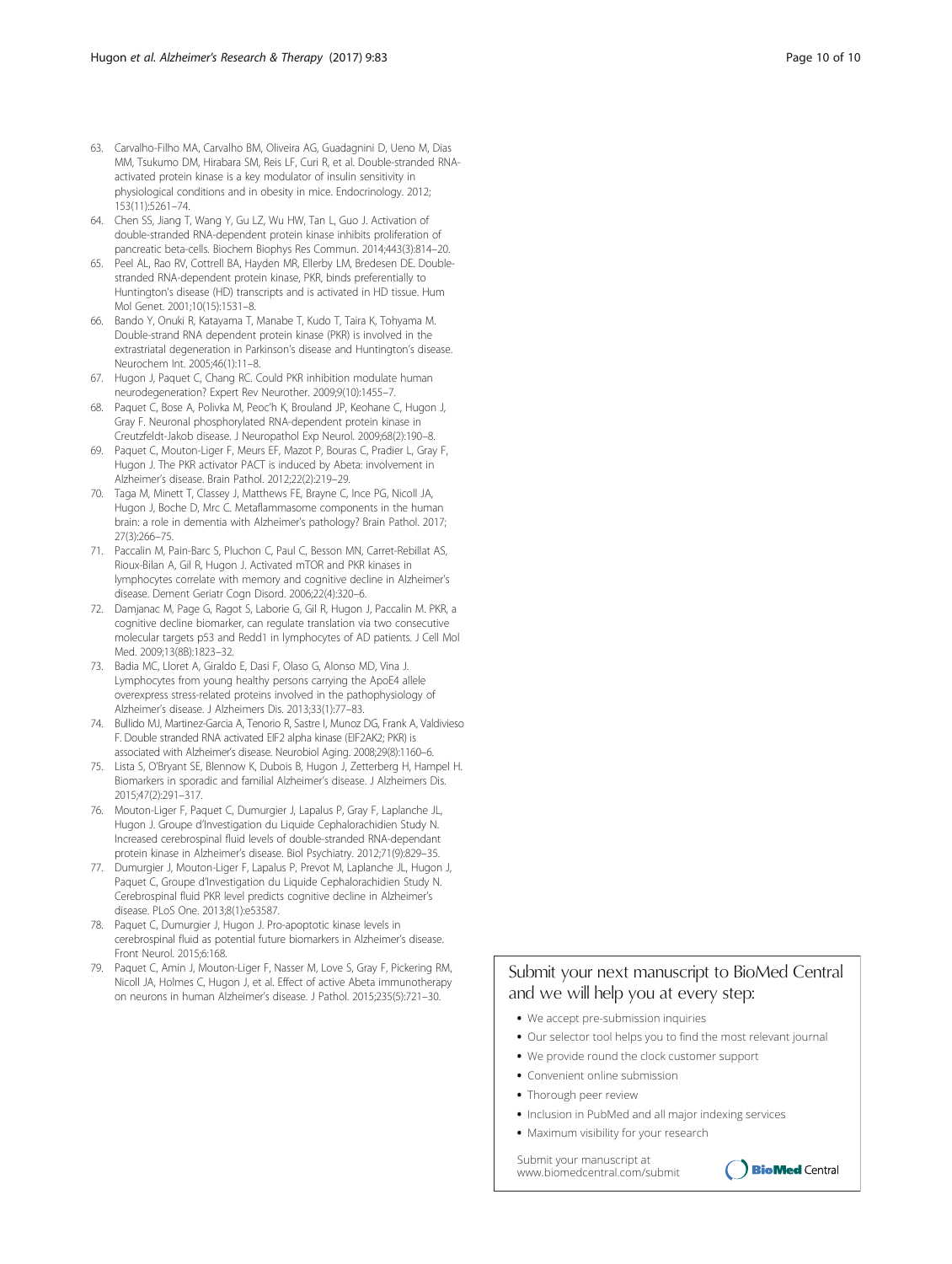63. Carvalho-Filho MA, Carvalho BM, Oliveira AG, Guadagnini D, Ueno M, Dias MM, Tsukumo DM, Hirabara SM, Reis LF, Curi R, et al. Double-stranded RNA-activated protein kinase is a key modulator of insulin sensitivity in physiological conditions and in obesity in mice. Endocrinology. 2012; 153(11):5261–74.
64. Chen SS, Jiang T, Wang Y, Gu LZ, Wu HW, Tan L, Guo J. Activation of double-stranded RNA-dependent protein kinase inhibits proliferation of pancreatic beta-cells. Biochem Biophys Res Commun. 2014;443(3):814–20.
65. Peel AL, Rao RV, Cottrell BA, Hayden MR, Ellerby LM, Bredesen DE. Double-stranded RNA-dependent protein kinase, PKR, binds preferentially to Huntington's disease (HD) transcripts and is activated in HD tissue. Hum Mol Genet. 2001;10(15):1531–8.
66. Bando Y, Onuki R, Katayama T, Manabe T, Kudo T, Taira K, Tohyama M. Double-strand RNA dependent protein kinase (PKR) is involved in the extrastriatal degeneration in Parkinson's disease and Huntington's disease. Neurochem Int. 2005;46(1):11–8.
67. Hugon J, Paquet C, Chang RC. Could PKR inhibition modulate human neurodegeneration? Expert Rev Neurother. 2009;9(10):1455–7.
68. Paquet C, Bose A, Polivka M, Peoc'h K, Brouland JP, Keohane C, Hugon J, Gray F. Neuronal phosphorylated RNA-dependent protein kinase in Creutzfeldt-Jakob disease. J Neuropathol Exp Neurol. 2009;68(2):190–8.
69. Paquet C, Mouton-Liger F, Meurs EF, Mazot P, Bouras C, Pradier L, Gray F, Hugon J. The PKR activator PACT is induced by Abeta: involvement in Alzheimer's disease. Brain Pathol. 2012;22(2):219–29.
70. Taga M, Minett T, Classey J, Matthews FE, Brayne C, Ince PG, Nicoll JA, Hugon J, Boche D, Mrc C. Metaflammasome components in the human brain: a role in dementia with Alzheimer's pathology? Brain Pathol. 2017; 27(3):266–75.
71. Paccalin M, Pain-Barc S, Pluchon C, Paul C, Besson MN, Carret-Rebillat AS, Rioux-Bilan A, Gil R, Hugon J. Activated mTOR and PKR kinases in lymphocytes correlate with memory and cognitive decline in Alzheimer's disease. Dement Geriatr Cogn Disord. 2006;22(4):320–6.
72. Damjanac M, Page G, Ragot S, Laborie G, Gil R, Hugon J, Paccalin M. PKR, a cognitive decline biomarker, can regulate translation via two consecutive molecular targets p53 and Redd1 in lymphocytes of AD patients. J Cell Mol Med. 2009;13(8B):1823–32.
73. Badia MC, Lloret A, Giraldo E, Dasi F, Olaso G, Alonso MD, Vina J. Lymphocytes from young healthy persons carrying the ApoE4 allele overexpress stress-related proteins involved in the pathophysiology of Alzheimer's disease. J Alzheimers Dis. 2013;33(1):77–83.
74. Bullido MJ, Martinez-Garcia A, Tenorio R, Sastre I, Munoz DG, Frank A, Valdivieso F. Double stranded RNA activated EIF2 alpha kinase (EIF2AK2; PKR) is associated with Alzheimer's disease. Neurobiol Aging. 2008;29(8):1160–6.
75. Lista S, O'Bryant SE, Blennow K, Dubois B, Hugon J, Zetterberg H, Hampel H. Biomarkers in sporadic and familial Alzheimer's disease. J Alzheimers Dis. 2015;47(2):291–317.
76. Mouton-Liger F, Paquet C, Dumurgier J, Lapalus P, Gray F, Laplanche JL, Hugon J. Groupe d'Investigation du Liquide Cephalorachidien Study N. Increased cerebrospinal fluid levels of double-stranded RNA-dependant protein kinase in Alzheimer's disease. Biol Psychiatry. 2012;71(9):829–35.
77. Dumurgier J, Mouton-Liger F, Lapalus P, Prevot M, Laplanche JL, Hugon J, Paquet C, Groupe d'Investigation du Liquide Cephalorachidien Study N. Cerebrospinal fluid PKR level predicts cognitive decline in Alzheimer's disease. PLoS One. 2013;8(1):e53587.
78. Paquet C, Dumurgier J, Hugon J. Pro-apoptotic kinase levels in cerebrospinal fluid as potential future biomarkers in Alzheimer's disease. Front Neurol. 2015;6:168.
79. Paquet C, Amin J, Mouton-Liger F, Nasser M, Love S, Gray F, Pickering RM, Nicoll JA, Holmes C, Hugon J, et al. Effect of active Abeta immunotherapy on neurons in human Alzheimer's disease. J Pathol. 2015;235(5):721–30.

Submit your next manuscript to BioMed Central and we will help you at every step:

- We accept pre-submission inquiries
- Our selector tool helps you to find the most relevant journal
- We provide round the clock customer support
- Convenient online submission
- Thorough peer review
- Inclusion in PubMed and all major indexing services
- Maximum visibility for your research

Submit your manuscript at www.biomedcentral.com/submit

BioMed Central